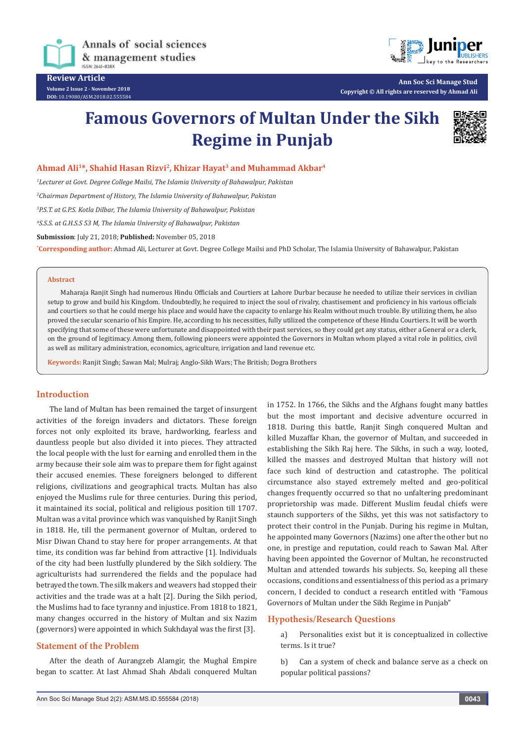Review Article

Volume 2 Issue 2 - November 2018
DOI: 10.19080/ASM.2018.02.555584

Copyright © All rights are reserved by Ahmad Ali

# Famous Governors of Multan Under the Sikh Regime in Punjab

**Ahmad Ali[1]*, Shahid Hasan Rizvi[2], Khizar Hayat[3] and Muhammad Akbar[4]**

[1]*Lecturer at Govt. Degree College Mailsi, The Islamia University of Bahawalpur, Pakistan*

[2]*Chairman Department of History, The Islamia University of Bahawalpur, Pakistan*

[3]*P.S.T. at G.P.S. Kotla Dilbar, The Islamia University of Bahawalpur, Pakistan*

[4]*S.S.S. at G.H.S.S 53 M, The Islamia University of Bahawalpur, Pakistan*

**Submission**: July 21, 2018; **Published:** November 05, 2018

***Corresponding author:** Ahmad Ali, Lecturer at Govt. Degree College Mailsi and PhD Scholar, The Islamia University of Bahawalpur, Pakistan

## Abstract

Maharaja Ranjit Singh had numerous Hindu Officials and Courtiers at Lahore Durbar because he needed to utilize their services in civilian setup to grow and build his Kingdom. Undoubtedly, he required to inject the soul of rivalry, chastisement and proficiency in his various officials and courtiers so that he could merge his place and would have the capacity to enlarge his Realm without much trouble. By utilizing them, he also proved the secular scenario of his Empire. He, according to his necessities, fully utilized the competence of these Hindu Courtiers. It will be worth specifying that some of these were unfortunate and disappointed with their past services, so they could get any status, either a General or a clerk, on the ground of legitimacy. Among them, following pioneers were appointed the Governors in Multan whom played a vital role in politics, civil as well as military administration, economics, agriculture, irrigation and land revenue etc.

**Keywords:** Ranjit Singh; Sawan Mal; Mulraj; Anglo-Sikh Wars; The British; Dogra Brothers

## Introduction

The land of Multan has been remained the target of insurgent activities of the foreign invaders and dictators. These foreign forces not only exploited its brave, hardworking, fearless and dauntless people but also divided it into pieces. They attracted the local people with the lust for earning and enrolled them in the army because their sole aim was to prepare them for fight against their accused enemies. These foreigners belonged to different religions, civilizations and geographical tracts. Multan has also enjoyed the Muslims rule for three centuries. During this period, it maintained its social, political and religious position till 1707. Multan was a vital province which was vanquished by Ranjit Singh in 1818. He, till the permanent governor of Multan, ordered to Misr Diwan Chand to stay here for proper arrangements. At that time, its condition was far behind from attractive [1]. Individuals of the city had been lustfully plundered by the Sikh soldiery. The agriculturists had surrendered the fields and the populace had betrayed the town. The silk makers and weavers had stopped their activities and the trade was at a halt [2]. During the Sikh period, the Muslims had to face tyranny and injustice. From 1818 to 1821, many changes occurred in the history of Multan and six Nazim (governors) were appointed in which Sukhdayal was the first [3].

## Statement of the Problem

After the death of Aurangzeb Alamgir, the Mughal Empire began to scatter. At last Ahmad Shah Abdali conquered Multan in 1752. In 1766, the Sikhs and the Afghans fought many battles but the most important and decisive adventure occurred in 1818. During this battle, Ranjit Singh conquered Multan and killed Muzaffar Khan, the governor of Multan, and succeeded in establishing the Sikh Raj here. The Sikhs, in such a way, looted, killed the masses and destroyed Multan that history will not face such kind of destruction and catastrophe. The political circumstance also stayed extremely melted and geo-political changes frequently occurred so that no unfaltering predominant proprietorship was made. Different Muslim feudal chiefs were staunch supporters of the Sikhs, yet this was not satisfactory to protect their control in the Punjab. During his regime in Multan, he appointed many Governors (Nazims) one after the other but no one, in prestige and reputation, could reach to Sawan Mal. After having been appointed the Governor of Multan, he reconstructed Multan and attended towards his subjects. So, keeping all these occasions, conditions and essentialness of this period as a primary concern, I decided to conduct a research entitled with "Famous Governors of Multan under the Sikh Regime in Punjab"

## Hypothesis/Research Questions

a) Personalities exist but it is conceptualized in collective terms. Is it true?

b) Can a system of check and balance serve as a check on popular political passions?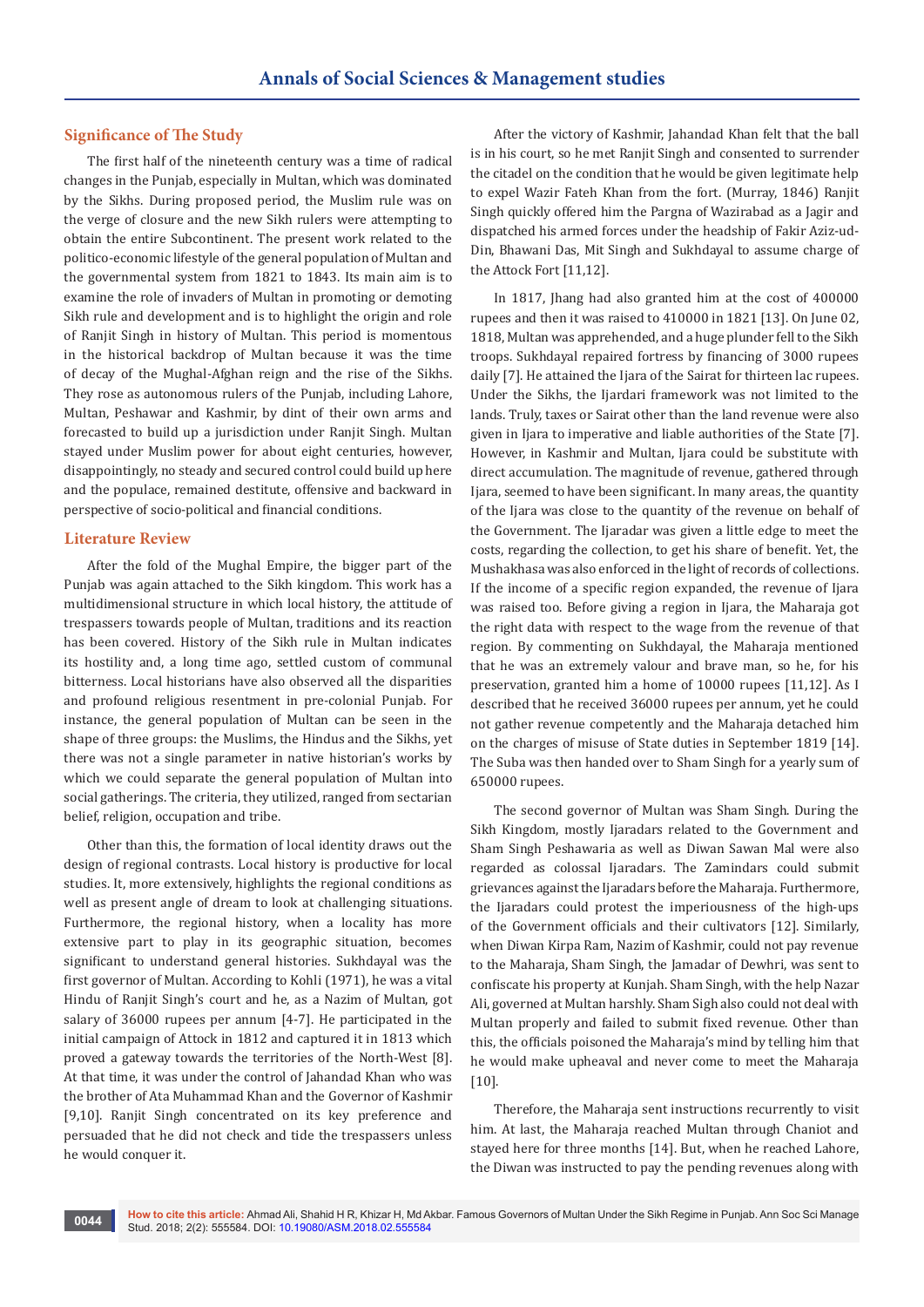## Significance of The Study

The first half of the nineteenth century was a time of radical changes in the Punjab, especially in Multan, which was dominated by the Sikhs. During proposed period, the Muslim rule was on the verge of closure and the new Sikh rulers were attempting to obtain the entire Subcontinent. The present work related to the politico-economic lifestyle of the general population of Multan and the governmental system from 1821 to 1843. Its main aim is to examine the role of invaders of Multan in promoting or demoting Sikh rule and development and is to highlight the origin and role of Ranjit Singh in history of Multan. This period is momentous in the historical backdrop of Multan because it was the time of decay of the Mughal-Afghan reign and the rise of the Sikhs. They rose as autonomous rulers of the Punjab, including Lahore, Multan, Peshawar and Kashmir, by dint of their own arms and forecasted to build up a jurisdiction under Ranjit Singh. Multan stayed under Muslim power for about eight centuries, however, disappointingly, no steady and secured control could build up here and the populace, remained destitute, offensive and backward in perspective of socio-political and financial conditions.

## Literature Review

After the fold of the Mughal Empire, the bigger part of the Punjab was again attached to the Sikh kingdom. This work has a multidimensional structure in which local history, the attitude of trespassers towards people of Multan, traditions and its reaction has been covered. History of the Sikh rule in Multan indicates its hostility and, a long time ago, settled custom of communal bitterness. Local historians have also observed all the disparities and profound religious resentment in pre-colonial Punjab. For instance, the general population of Multan can be seen in the shape of three groups: the Muslims, the Hindus and the Sikhs, yet there was not a single parameter in native historian's works by which we could separate the general population of Multan into social gatherings. The criteria, they utilized, ranged from sectarian belief, religion, occupation and tribe.

Other than this, the formation of local identity draws out the design of regional contrasts. Local history is productive for local studies. It, more extensively, highlights the regional conditions as well as present angle of dream to look at challenging situations. Furthermore, the regional history, when a locality has more extensive part to play in its geographic situation, becomes significant to understand general histories. Sukhdayal was the first governor of Multan. According to Kohli (1971), he was a vital Hindu of Ranjit Singh's court and he, as a Nazim of Multan, got salary of 36000 rupees per annum [4-7]. He participated in the initial campaign of Attock in 1812 and captured it in 1813 which proved a gateway towards the territories of the North-West [8]. At that time, it was under the control of Jahandad Khan who was the brother of Ata Muhammad Khan and the Governor of Kashmir [9,10]. Ranjit Singh concentrated on its key preference and persuaded that he did not check and tide the trespassers unless he would conquer it.

After the victory of Kashmir, Jahandad Khan felt that the ball is in his court, so he met Ranjit Singh and consented to surrender the citadel on the condition that he would be given legitimate help to expel Wazir Fateh Khan from the fort. (Murray, 1846) Ranjit Singh quickly offered him the Pargna of Wazirabad as a Jagir and dispatched his armed forces under the headship of Fakir Aziz-ud-Din, Bhawani Das, Mit Singh and Sukhdayal to assume charge of the Attock Fort [11,12].

In 1817, Jhang had also granted him at the cost of 400000 rupees and then it was raised to 410000 in 1821 [13]. On June 02, 1818, Multan was apprehended, and a huge plunder fell to the Sikh troops. Sukhdayal repaired fortress by financing of 3000 rupees daily [7]. He attained the Ijara of the Sairat for thirteen lac rupees. Under the Sikhs, the Ijardari framework was not limited to the lands. Truly, taxes or Sairat other than the land revenue were also given in Ijara to imperative and liable authorities of the State [7]. However, in Kashmir and Multan, Ijara could be substitute with direct accumulation. The magnitude of revenue, gathered through Ijara, seemed to have been significant. In many areas, the quantity of the Ijara was close to the quantity of the revenue on behalf of the Government. The Ijaradar was given a little edge to meet the costs, regarding the collection, to get his share of benefit. Yet, the Mushakhasa was also enforced in the light of records of collections. If the income of a specific region expanded, the revenue of Ijara was raised too. Before giving a region in Ijara, the Maharaja got the right data with respect to the wage from the revenue of that region. By commenting on Sukhdayal, the Maharaja mentioned that he was an extremely valour and brave man, so he, for his preservation, granted him a home of 10000 rupees [11,12]. As I described that he received 36000 rupees per annum, yet he could not gather revenue competently and the Maharaja detached him on the charges of misuse of State duties in September 1819 [14]. The Suba was then handed over to Sham Singh for a yearly sum of 650000 rupees.

The second governor of Multan was Sham Singh. During the Sikh Kingdom, mostly Ijaradars related to the Government and Sham Singh Peshawaria as well as Diwan Sawan Mal were also regarded as colossal Ijaradars. The Zamindars could submit grievances against the Ijaradars before the Maharaja. Furthermore, the Ijaradars could protest the imperiousness of the high-ups of the Government officials and their cultivators [12]. Similarly, when Diwan Kirpa Ram, Nazim of Kashmir, could not pay revenue to the Maharaja, Sham Singh, the Jamadar of Dewhri, was sent to confiscate his property at Kunjah. Sham Singh, with the help Nazar Ali, governed at Multan harshly. Sham Sigh also could not deal with Multan properly and failed to submit fixed revenue. Other than this, the officials poisoned the Maharaja's mind by telling him that he would make upheaval and never come to meet the Maharaja [10].

Therefore, the Maharaja sent instructions recurrently to visit him. At last, the Maharaja reached Multan through Chaniot and stayed here for three months [14]. But, when he reached Lahore, the Diwan was instructed to pay the pending revenues along with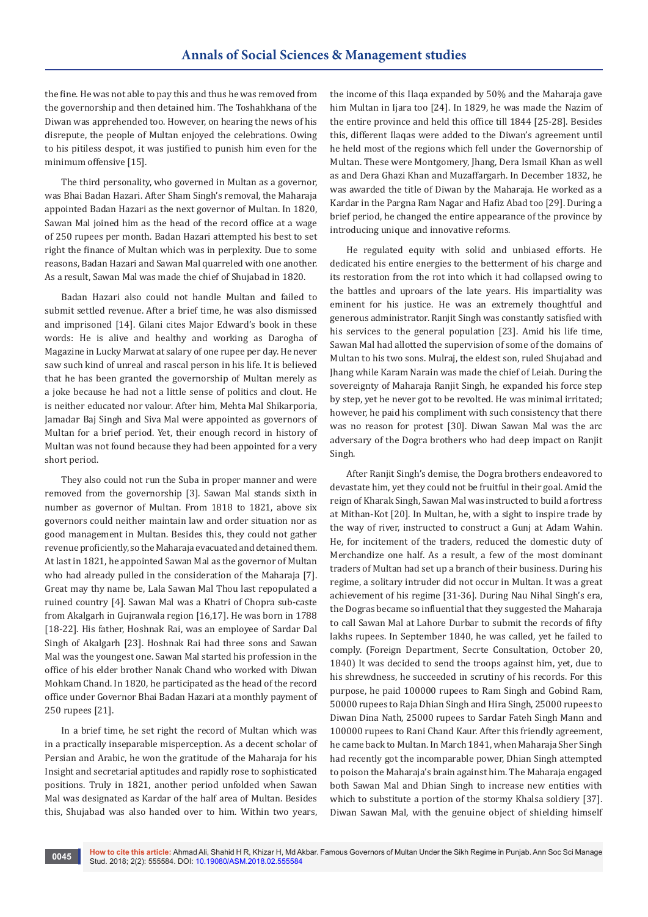the fine. He was not able to pay this and thus he was removed from the governorship and then detained him. The Toshahkhana of the Diwan was apprehended too. However, on hearing the news of his disrepute, the people of Multan enjoyed the celebrations. Owing to his pitiless despot, it was justified to punish him even for the minimum offensive [15].

The third personality, who governed in Multan as a governor, was Bhai Badan Hazari. After Sham Singh's removal, the Maharaja appointed Badan Hazari as the next governor of Multan. In 1820, Sawan Mal joined him as the head of the record office at a wage of 250 rupees per month. Badan Hazari attempted his best to set right the finance of Multan which was in perplexity. Due to some reasons, Badan Hazari and Sawan Mal quarreled with one another. As a result, Sawan Mal was made the chief of Shujabad in 1820.

Badan Hazari also could not handle Multan and failed to submit settled revenue. After a brief time, he was also dismissed and imprisoned [14]. Gilani cites Major Edward's book in these words: He is alive and healthy and working as Darogha of Magazine in Lucky Marwat at salary of one rupee per day. He never saw such kind of unreal and rascal person in his life. It is believed that he has been granted the governorship of Multan merely as a joke because he had not a little sense of politics and clout. He is neither educated nor valour. After him, Mehta Mal Shikarporia, Jamadar Baj Singh and Siva Mal were appointed as governors of Multan for a brief period. Yet, their enough record in history of Multan was not found because they had been appointed for a very short period.

They also could not run the Suba in proper manner and were removed from the governorship [3]. Sawan Mal stands sixth in number as governor of Multan. From 1818 to 1821, above six governors could neither maintain law and order situation nor as good management in Multan. Besides this, they could not gather revenue proficiently, so the Maharaja evacuated and detained them. At last in 1821, he appointed Sawan Mal as the governor of Multan who had already pulled in the consideration of the Maharaja [7]. Great may thy name be, Lala Sawan Mal Thou last repopulated a ruined country [4]. Sawan Mal was a Khatri of Chopra sub-caste from Akalgarh in Gujranwala region [16,17]. He was born in 1788 [18-22]. His father, Hoshnak Rai, was an employee of Sardar Dal Singh of Akalgarh [23]. Hoshnak Rai had three sons and Sawan Mal was the youngest one. Sawan Mal started his profession in the office of his elder brother Nanak Chand who worked with Diwan Mohkam Chand. In 1820, he participated as the head of the record office under Governor Bhai Badan Hazari at a monthly payment of 250 rupees [21].

In a brief time, he set right the record of Multan which was in a practically inseparable misperception. As a decent scholar of Persian and Arabic, he won the gratitude of the Maharaja for his Insight and secretarial aptitudes and rapidly rose to sophisticated positions. Truly in 1821, another period unfolded when Sawan Mal was designated as Kardar of the half area of Multan. Besides this, Shujabad was also handed over to him. Within two years, the income of this Ilaqa expanded by 50% and the Maharaja gave him Multan in Ijara too [24]. In 1829, he was made the Nazim of the entire province and held this office till 1844 [25-28]. Besides this, different Ilaqas were added to the Diwan's agreement until he held most of the regions which fell under the Governorship of Multan. These were Montgomery, Jhang, Dera Ismail Khan as well as and Dera Ghazi Khan and Muzaffargarh. In December 1832, he was awarded the title of Diwan by the Maharaja. He worked as a Kardar in the Pargna Ram Nagar and Hafiz Abad too [29]. During a brief period, he changed the entire appearance of the province by introducing unique and innovative reforms.

He regulated equity with solid and unbiased efforts. He dedicated his entire energies to the betterment of his charge and its restoration from the rot into which it had collapsed owing to the battles and uproars of the late years. His impartiality was eminent for his justice. He was an extremely thoughtful and generous administrator. Ranjit Singh was constantly satisfied with his services to the general population [23]. Amid his life time, Sawan Mal had allotted the supervision of some of the domains of Multan to his two sons. Mulraj, the eldest son, ruled Shujabad and Jhang while Karam Narain was made the chief of Leiah. During the sovereignty of Maharaja Ranjit Singh, he expanded his force step by step, yet he never got to be revolted. He was minimal irritated; however, he paid his compliment with such consistency that there was no reason for protest [30]. Diwan Sawan Mal was the arc adversary of the Dogra brothers who had deep impact on Ranjit Singh.

After Ranjit Singh's demise, the Dogra brothers endeavored to devastate him, yet they could not be fruitful in their goal. Amid the reign of Kharak Singh, Sawan Mal was instructed to build a fortress at Mithan-Kot [20]. In Multan, he, with a sight to inspire trade by the way of river, instructed to construct a Gunj at Adam Wahin. He, for incitement of the traders, reduced the domestic duty of Merchandize one half. As a result, a few of the most dominant traders of Multan had set up a branch of their business. During his regime, a solitary intruder did not occur in Multan. It was a great achievement of his regime [31-36]. During Nau Nihal Singh's era, the Dogras became so influential that they suggested the Maharaja to call Sawan Mal at Lahore Durbar to submit the records of fifty lakhs rupees. In September 1840, he was called, yet he failed to comply. (Foreign Department, Secrte Consultation, October 20, 1840) It was decided to send the troops against him, yet, due to his shrewdness, he succeeded in scrutiny of his records. For this purpose, he paid 100000 rupees to Ram Singh and Gobind Ram, 50000 rupees to Raja Dhian Singh and Hira Singh, 25000 rupees to Diwan Dina Nath, 25000 rupees to Sardar Fateh Singh Mann and 100000 rupees to Rani Chand Kaur. After this friendly agreement, he came back to Multan. In March 1841, when Maharaja Sher Singh had recently got the incomparable power, Dhian Singh attempted to poison the Maharaja's brain against him. The Maharaja engaged both Sawan Mal and Dhian Singh to increase new entities with which to substitute a portion of the stormy Khalsa soldiery [37]. Diwan Sawan Mal, with the genuine object of shielding himself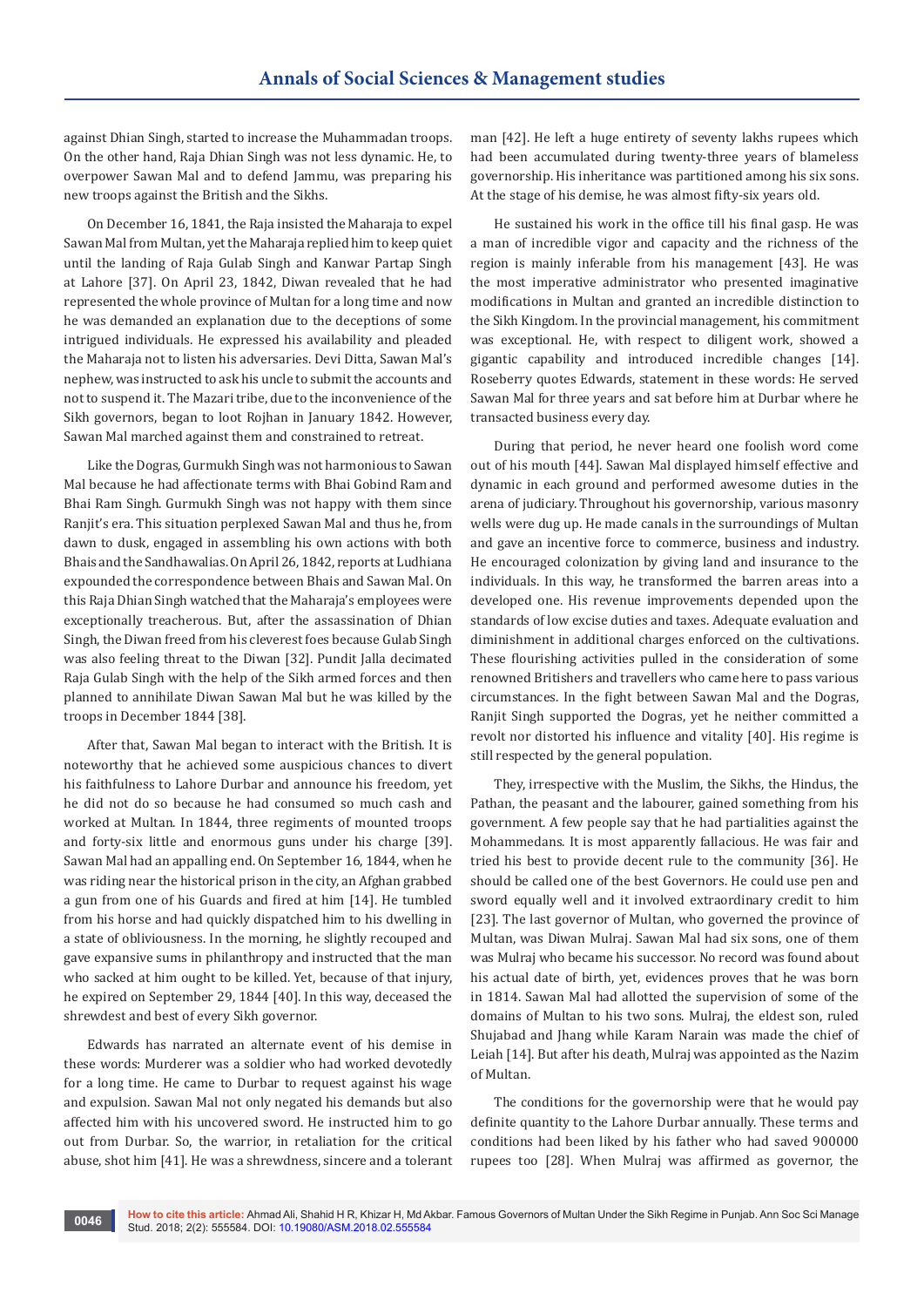against Dhian Singh, started to increase the Muhammadan troops. On the other hand, Raja Dhian Singh was not less dynamic. He, to overpower Sawan Mal and to defend Jammu, was preparing his new troops against the British and the Sikhs.

On December 16, 1841, the Raja insisted the Maharaja to expel Sawan Mal from Multan, yet the Maharaja replied him to keep quiet until the landing of Raja Gulab Singh and Kanwar Partap Singh at Lahore [37]. On April 23, 1842, Diwan revealed that he had represented the whole province of Multan for a long time and now he was demanded an explanation due to the deceptions of some intrigued individuals. He expressed his availability and pleaded the Maharaja not to listen his adversaries. Devi Ditta, Sawan Mal's nephew, was instructed to ask his uncle to submit the accounts and not to suspend it. The Mazari tribe, due to the inconvenience of the Sikh governors, began to loot Rojhan in January 1842. However, Sawan Mal marched against them and constrained to retreat.

Like the Dogras, Gurmukh Singh was not harmonious to Sawan Mal because he had affectionate terms with Bhai Gobind Ram and Bhai Ram Singh. Gurmukh Singh was not happy with them since Ranjit's era. This situation perplexed Sawan Mal and thus he, from dawn to dusk, engaged in assembling his own actions with both Bhais and the Sandhawalias. On April 26, 1842, reports at Ludhiana expounded the correspondence between Bhais and Sawan Mal. On this Raja Dhian Singh watched that the Maharaja's employees were exceptionally treacherous. But, after the assassination of Dhian Singh, the Diwan freed from his cleverest foes because Gulab Singh was also feeling threat to the Diwan [32]. Pundit Jalla decimated Raja Gulab Singh with the help of the Sikh armed forces and then planned to annihilate Diwan Sawan Mal but he was killed by the troops in December 1844 [38].

After that, Sawan Mal began to interact with the British. It is noteworthy that he achieved some auspicious chances to divert his faithfulness to Lahore Durbar and announce his freedom, yet he did not do so because he had consumed so much cash and worked at Multan. In 1844, three regiments of mounted troops and forty-six little and enormous guns under his charge [39]. Sawan Mal had an appalling end. On September 16, 1844, when he was riding near the historical prison in the city, an Afghan grabbed a gun from one of his Guards and fired at him [14]. He tumbled from his horse and had quickly dispatched him to his dwelling in a state of obliviousness. In the morning, he slightly recouped and gave expansive sums in philanthropy and instructed that the man who sacked at him ought to be killed. Yet, because of that injury, he expired on September 29, 1844 [40]. In this way, deceased the shrewdest and best of every Sikh governor.

Edwards has narrated an alternate event of his demise in these words: Murderer was a soldier who had worked devotedly for a long time. He came to Durbar to request against his wage and expulsion. Sawan Mal not only negated his demands but also affected him with his uncovered sword. He instructed him to go out from Durbar. So, the warrior, in retaliation for the critical abuse, shot him [41]. He was a shrewdness, sincere and a tolerant man [42]. He left a huge entirety of seventy lakhs rupees which had been accumulated during twenty-three years of blameless governorship. His inheritance was partitioned among his six sons. At the stage of his demise, he was almost fifty-six years old.

He sustained his work in the office till his final gasp. He was a man of incredible vigor and capacity and the richness of the region is mainly inferable from his management [43]. He was the most imperative administrator who presented imaginative modifications in Multan and granted an incredible distinction to the Sikh Kingdom. In the provincial management, his commitment was exceptional. He, with respect to diligent work, showed a gigantic capability and introduced incredible changes [14]. Roseberry quotes Edwards, statement in these words: He served Sawan Mal for three years and sat before him at Durbar where he transacted business every day.

During that period, he never heard one foolish word come out of his mouth [44]. Sawan Mal displayed himself effective and dynamic in each ground and performed awesome duties in the arena of judiciary. Throughout his governorship, various masonry wells were dug up. He made canals in the surroundings of Multan and gave an incentive force to commerce, business and industry. He encouraged colonization by giving land and insurance to the individuals. In this way, he transformed the barren areas into a developed one. His revenue improvements depended upon the standards of low excise duties and taxes. Adequate evaluation and diminishment in additional charges enforced on the cultivations. These flourishing activities pulled in the consideration of some renowned Britishers and travellers who came here to pass various circumstances. In the fight between Sawan Mal and the Dogras, Ranjit Singh supported the Dogras, yet he neither committed a revolt nor distorted his influence and vitality [40]. His regime is still respected by the general population.

They, irrespective with the Muslim, the Sikhs, the Hindus, the Pathan, the peasant and the labourer, gained something from his government. A few people say that he had partialities against the Mohammedans. It is most apparently fallacious. He was fair and tried his best to provide decent rule to the community [36]. He should be called one of the best Governors. He could use pen and sword equally well and it involved extraordinary credit to him [23]. The last governor of Multan, who governed the province of Multan, was Diwan Mulraj. Sawan Mal had six sons, one of them was Mulraj who became his successor. No record was found about his actual date of birth, yet, evidences proves that he was born in 1814. Sawan Mal had allotted the supervision of some of the domains of Multan to his two sons. Mulraj, the eldest son, ruled Shujabad and Jhang while Karam Narain was made the chief of Leiah [14]. But after his death, Mulraj was appointed as the Nazim of Multan.

The conditions for the governorship were that he would pay definite quantity to the Lahore Durbar annually. These terms and conditions had been liked by his father who had saved 900000 rupees too [28]. When Mulraj was affirmed as governor, the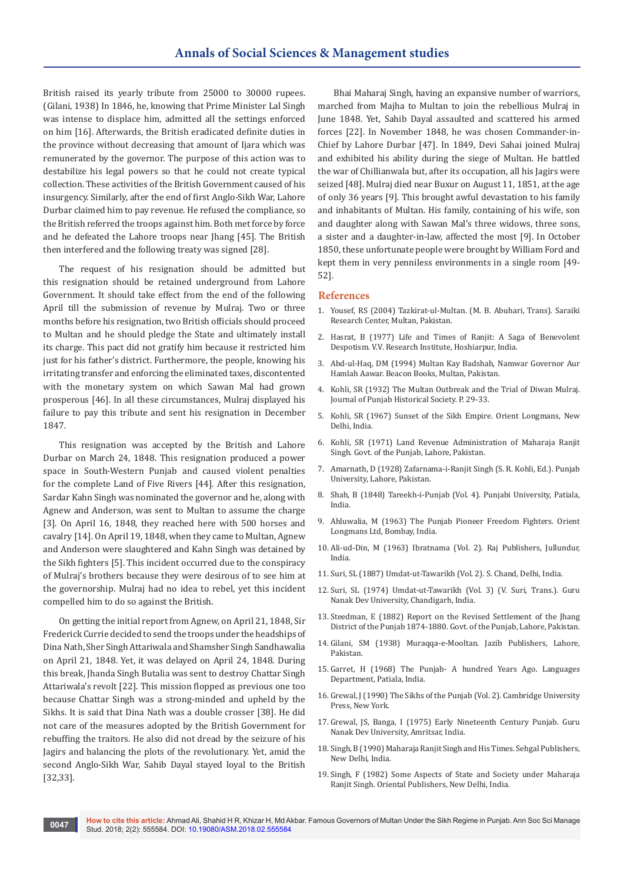British raised its yearly tribute from 25000 to 30000 rupees. (Gilani, 1938) In 1846, he, knowing that Prime Minister Lal Singh was intense to displace him, admitted all the settings enforced on him [16]. Afterwards, the British eradicated definite duties in the province without decreasing that amount of Ijara which was remunerated by the governor. The purpose of this action was to destabilize his legal powers so that he could not create typical collection. These activities of the British Government caused of his insurgency. Similarly, after the end of first Anglo-Sikh War, Lahore Durbar claimed him to pay revenue. He refused the compliance, so the British referred the troops against him. Both met force by force and he defeated the Lahore troops near Jhang [45]. The British then interfered and the following treaty was signed [28].

The request of his resignation should be admitted but this resignation should be retained underground from Lahore Government. It should take effect from the end of the following April till the submission of revenue by Mulraj. Two or three months before his resignation, two British officials should proceed to Multan and he should pledge the State and ultimately install its charge. This pact did not gratify him because it restricted him just for his father's district. Furthermore, the people, knowing his irritating transfer and enforcing the eliminated taxes, discontented with the monetary system on which Sawan Mal had grown prosperous [46]. In all these circumstances, Mulraj displayed his failure to pay this tribute and sent his resignation in December 1847.

This resignation was accepted by the British and Lahore Durbar on March 24, 1848. This resignation produced a power space in South-Western Punjab and caused violent penalties for the complete Land of Five Rivers [44]. After this resignation, Sardar Kahn Singh was nominated the governor and he, along with Agnew and Anderson, was sent to Multan to assume the charge [3]. On April 16, 1848, they reached here with 500 horses and cavalry [14]. On April 19, 1848, when they came to Multan, Agnew and Anderson were slaughtered and Kahn Singh was detained by the Sikh fighters [5]. This incident occurred due to the conspiracy of Mulraj's brothers because they were desirous of to see him at the governorship. Mulraj had no idea to rebel, yet this incident compelled him to do so against the British.

On getting the initial report from Agnew, on April 21, 1848, Sir Frederick Currie decided to send the troops under the headships of Dina Nath, Sher Singh Attariwala and Shamsher Singh Sandhawalia on April 21, 1848. Yet, it was delayed on April 24, 1848. During this break, Jhanda Singh Butalia was sent to destroy Chattar Singh Attariwala's revolt [22]. This mission flopped as previous one too because Chattar Singh was a strong-minded and upheld by the Sikhs. It is said that Dina Nath was a double crosser [38]. He did not care of the measures adopted by the British Government for rebuffing the traitors. He also did not dread by the seizure of his Jagirs and balancing the plots of the revolutionary. Yet, amid the second Anglo-Sikh War, Sahib Dayal stayed loyal to the British [32,33].

Bhai Maharaj Singh, having an expansive number of warriors, marched from Majha to Multan to join the rebellious Mulraj in June 1848. Yet, Sahib Dayal assaulted and scattered his armed forces [22]. In November 1848, he was chosen Commander-in-Chief by Lahore Durbar [47]. In 1849, Devi Sahai joined Mulraj and exhibited his ability during the siege of Multan. He battled the war of Chillianwala but, after its occupation, all his Jagirs were seized [48]. Mulraj died near Buxur on August 11, 1851, at the age of only 36 years [9]. This brought awful devastation to his family and inhabitants of Multan. His family, containing of his wife, son and daughter along with Sawan Mal's three widows, three sons, a sister and a daughter-in-law, affected the most [9]. In October 1850, these unfortunate people were brought by William Ford and kept them in very penniless environments in a single room [49-52].

## References

1. Yousef, RS (2004) Tazkirat-ul-Multan. (M. B. Abuhari, Trans). Saraiki Research Center, Multan, Pakistan.
2. Hasrat, B (1977) Life and Times of Ranjit: A Saga of Benevolent Despotism. V.V. Research Institute, Hoshiarpur, India.
3. Abd-ul-Haq, DM (1994) Multan Kay Badshah, Namwar Governor Aur Hamlah Aawar. Beacon Books, Multan, Pakistan.
4. Kohli, SR (1932) The Multan Outbreak and the Trial of Diwan Mulraj. Journal of Punjab Historical Society. P. 29-33.
5. Kohli, SR (1967) Sunset of the Sikh Empire. Orient Longmans, New Delhi, India.
6. Kohli, SR (1971) Land Revenue Administration of Maharaja Ranjit Singh. Govt. of the Punjab, Lahore, Pakistan.
7. Amarnath, D (1928) Zafarnama-i-Ranjit Singh (S. R. Kohli, Ed.). Punjab University, Lahore, Pakistan.
8. Shah, B (1848) Tareekh-i-Punjab (Vol. 4). Punjabi University, Patiala, India.
9. Ahluwalia, M (1963) The Punjab Pioneer Freedom Fighters. Orient Longmans Ltd, Bombay, India.
10. Ali-ud-Din, M (1963) Ibratnama (Vol. 2). Raj Publishers, Jullundur, India.
11. Suri, SL (1887) Umdat-ut-Tawarikh (Vol. 2). S. Chand, Delhi, India.
12. Suri, SL (1974) Umdat-ut-Tawarikh (Vol. 3) (V. Suri, Trans.). Guru Nanak Dev University, Chandigarh, India.
13. Steedman, E (1882) Report on the Revised Settlement of the Jhang District of the Punjab 1874-1880. Govt. of the Punjab, Lahore, Pakistan.
14. Gilani, SM (1938) Muraqqa-e-Mooltan. Jazib Publishers, Lahore, Pakistan.
15. Garret, H (1968) The Punjab- A hundred Years Ago. Languages Department, Patiala, India.
16. Grewal, J (1990) The Sikhs of the Punjab (Vol. 2). Cambridge University Press, New York.
17. Grewal, JS, Banga, I (1975) Early Nineteenth Century Punjab. Guru Nanak Dev University, Amritsar, India.
18. Singh, B (1990) Maharaja Ranjit Singh and His Times. Sehgal Publishers, New Delhi, India.
19. Singh, F (1982) Some Aspects of State and Society under Maharaja Ranjit Singh. Oriental Publishers, New Delhi, India.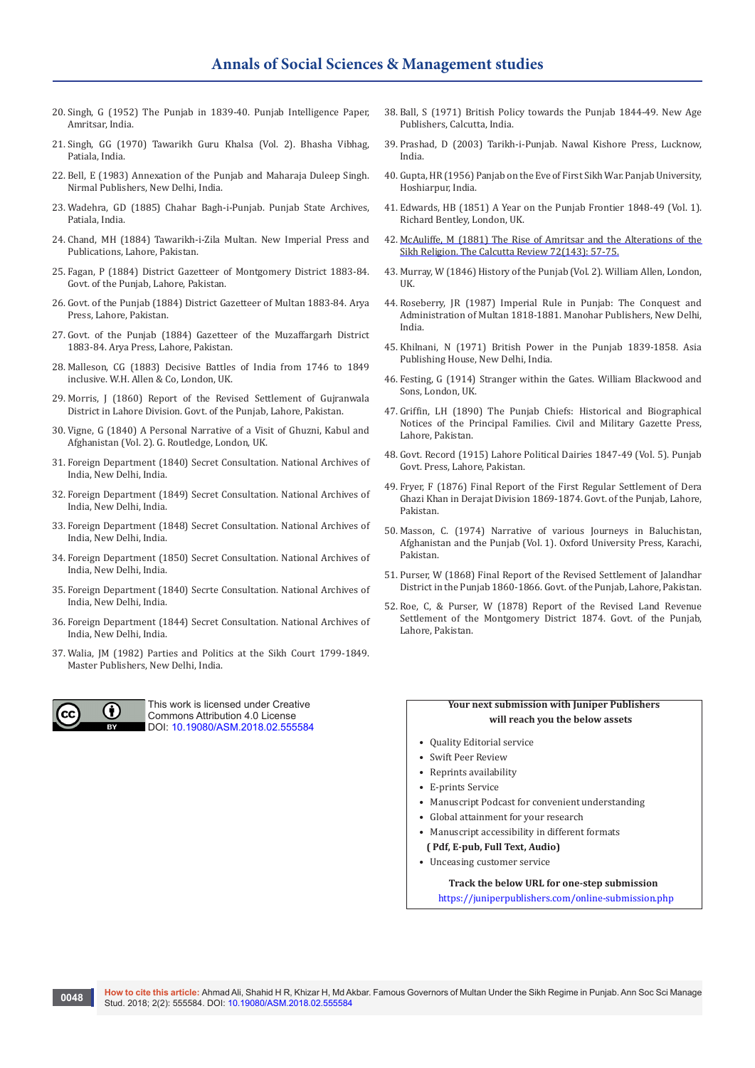20. Singh, G (1952) The Punjab in 1839-40. Punjab Intelligence Paper, Amritsar, India.

21. Singh, GG (1970) Tawarikh Guru Khalsa (Vol. 2). Bhasha Vibhag, Patiala, India.

22. Bell, E (1983) Annexation of the Punjab and Maharaja Duleep Singh. Nirmal Publishers, New Delhi, India.

23. Wadehra, GD (1885) Chahar Bagh-i-Punjab. Punjab State Archives, Patiala, India.

24. Chand, MH (1884) Tawarikh-i-Zila Multan. New Imperial Press and Publications, Lahore, Pakistan.

25. Fagan, P (1884) District Gazetteer of Montgomery District 1883-84. Govt. of the Punjab, Lahore, Pakistan.

26. Govt. of the Punjab (1884) District Gazetteer of Multan 1883-84. Arya Press, Lahore, Pakistan.

27. Govt. of the Punjab (1884) Gazetteer of the Muzaffargarh District 1883-84. Arya Press, Lahore, Pakistan.

28. Malleson, CG (1883) Decisive Battles of India from 1746 to 1849 inclusive. W.H. Allen & Co, London, UK.

29. Morris, J (1860) Report of the Revised Settlement of Gujranwala District in Lahore Division. Govt. of the Punjab, Lahore, Pakistan.

30. Vigne, G (1840) A Personal Narrative of a Visit of Ghuzni, Kabul and Afghanistan (Vol. 2). G. Routledge, London, UK.

31. Foreign Department (1840) Secret Consultation. National Archives of India, New Delhi, India.

32. Foreign Department (1849) Secret Consultation. National Archives of India, New Delhi, India.

33. Foreign Department (1848) Secret Consultation. National Archives of India, New Delhi, India.

34. Foreign Department (1850) Secret Consultation. National Archives of India, New Delhi, India.

35. Foreign Department (1840) Secrte Consultation. National Archives of India, New Delhi, India.

36. Foreign Department (1844) Secret Consultation. National Archives of India, New Delhi, India.

37. Walia, JM (1982) Parties and Politics at the Sikh Court 1799-1849. Master Publishers, New Delhi, India.

38. Ball, S (1971) British Policy towards the Punjab 1844-49. New Age Publishers, Calcutta, India.

39. Prashad, D (2003) Tarikh-i-Punjab. Nawal Kishore Press, Lucknow, India.

40. Gupta, HR (1956) Panjab on the Eve of First Sikh War. Panjab University, Hoshiarpur, India.

41. Edwards, HB (1851) A Year on the Punjab Frontier 1848-49 (Vol. 1). Richard Bentley, London, UK.

42. McAuliffe, M (1881) The Rise of Amritsar and the Alterations of the Sikh Religion. The Calcutta Review 72(143): 57-75.

43. Murray, W (1846) History of the Punjab (Vol. 2). William Allen, London, UK.

44. Roseberry, JR (1987) Imperial Rule in Punjab: The Conquest and Administration of Multan 1818-1881. Manohar Publishers, New Delhi, India.

45. Khilnani, N (1971) British Power in the Punjab 1839-1858. Asia Publishing House, New Delhi, India.

46. Festing, G (1914) Stranger within the Gates. William Blackwood and Sons, London, UK.

47. Griffin, LH (1890) The Punjab Chiefs: Historical and Biographical Notices of the Principal Families. Civil and Military Gazette Press, Lahore, Pakistan.

48. Govt. Record (1915) Lahore Political Dairies 1847-49 (Vol. 5). Punjab Govt. Press, Lahore, Pakistan.

49. Fryer, F (1876) Final Report of the First Regular Settlement of Dera Ghazi Khan in Derajat Division 1869-1874. Govt. of the Punjab, Lahore, Pakistan.

50. Masson, C. (1974) Narrative of various Journeys in Baluchistan, Afghanistan and the Punjab (Vol. 1). Oxford University Press, Karachi, Pakistan.

51. Purser, W (1868) Final Report of the Revised Settlement of Jalandhar District in the Punjab 1860-1866. Govt. of the Punjab, Lahore, Pakistan.

52. Roe, C, & Purser, W (1878) Report of the Revised Land Revenue Settlement of the Montgomery District 1874. Govt. of the Punjab, Lahore, Pakistan.

This work is licensed under Creative Commons Attribution 4.0 License
DOI: 10.19080/ASM.2018.02.555584

**Your next submission with Juniper Publishers will reach you the below assets**

- Quality Editorial service
- Swift Peer Review
- Reprints availability
- E-prints Service
- Manuscript Podcast for convenient understanding
- Global attainment for your research
- Manuscript accessibility in different formats

**( Pdf, E-pub, Full Text, Audio)**

- Unceasing customer service

**Track the below URL for one-step submission**

https://juniperpublishers.com/online-submission.php